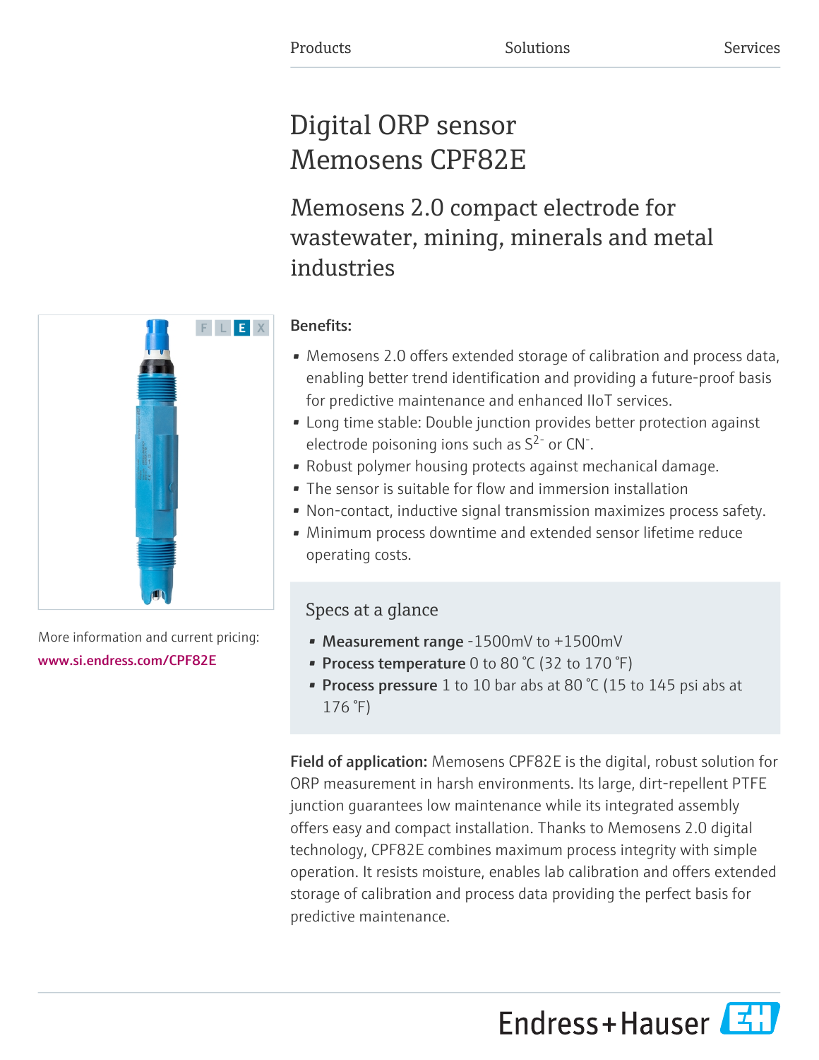Products Solutions Services

# Digital ORP sensor Memosens CPF82E

## Memosens 2.0 compact electrode for wastewater, mining, minerals and metal industries

F L E X

More information and current pricing:
www.si.endress.com/CPF82E

**Benefits:**

- Memosens 2.0 offers extended storage of calibration and process data, enabling better trend identification and providing a future-proof basis for predictive maintenance and enhanced IIoT services.
- Long time stable: Double junction provides better protection against electrode poisoning ions such as $S^{2-}$ or $CN^{-}$.
- Robust polymer housing protects against mechanical damage.
- The sensor is suitable for flow and immersion installation
- Non-contact, inductive signal transmission maximizes process safety.
- Minimum process downtime and extended sensor lifetime reduce operating costs.

### Specs at a glance

- **Measurement range** -1500mV to +1500mV
- **Process temperature** 0 to 80 °C (32 to 170 °F)
- **Process pressure** 1 to 10 bar abs at 80 °C (15 to 145 psi abs at 176 °F)

**Field of application:** Memosens CPF82E is the digital, robust solution for ORP measurement in harsh environments. Its large, dirt-repellent PTFE junction guarantees low maintenance while its integrated assembly offers easy and compact installation. Thanks to Memosens 2.0 digital technology, CPF82E combines maximum process integrity with simple operation. It resists moisture, enables lab calibration and offers extended storage of calibration and process data providing the perfect basis for predictive maintenance.

Endress+Hauser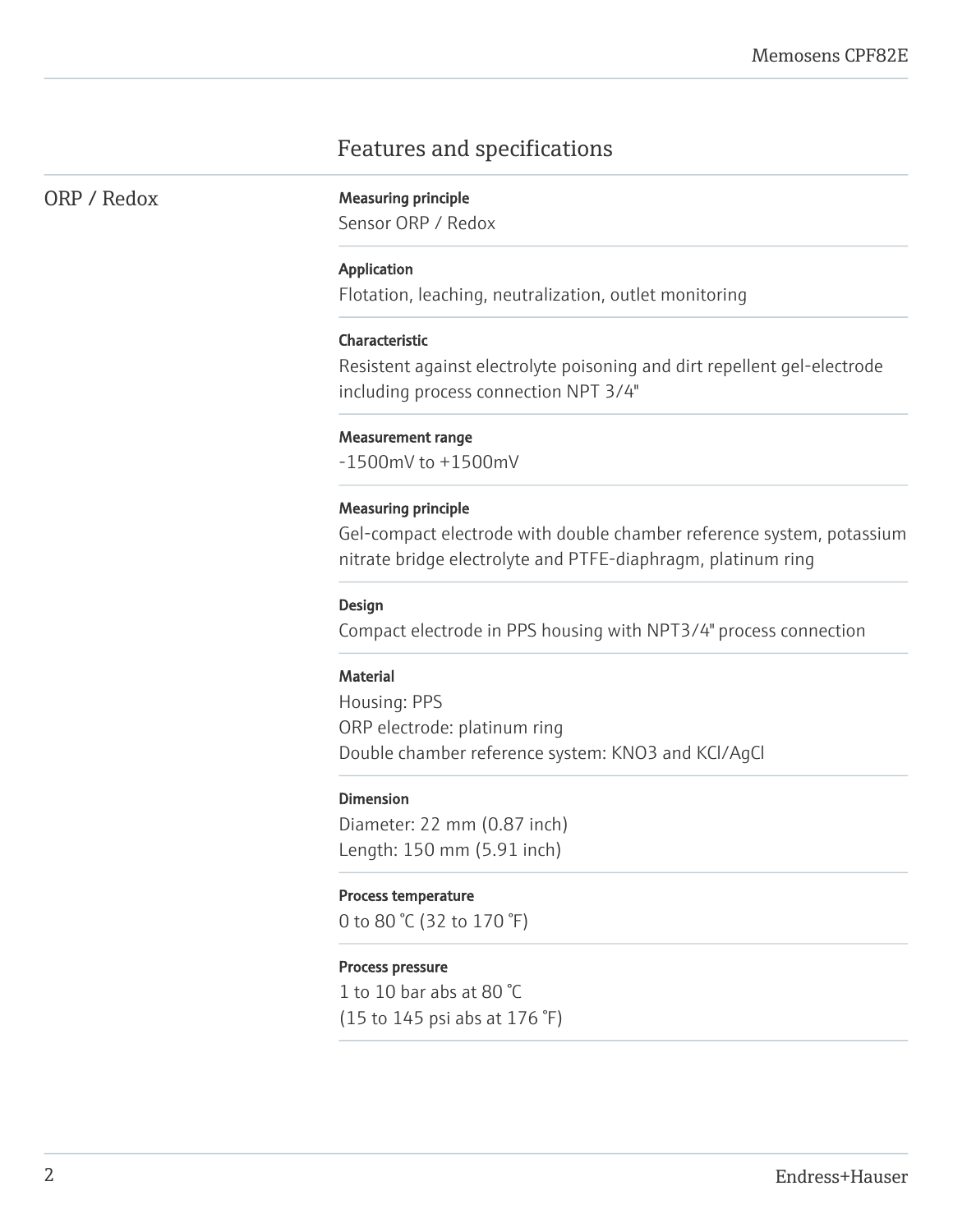# Features and specifications

## ORP / Redox

**Measuring principle**
Sensor ORP / Redox

**Application**
Flotation, leaching, neutralization, outlet monitoring

**Characteristic**
Resistent against electrolyte poisoning and dirt repellent gel-electrode including process connection NPT 3/4"

**Measurement range**
-1500mV to +1500mV

**Measuring principle**
Gel-compact electrode with double chamber reference system, potassium nitrate bridge electrolyte and PTFE-diaphragm, platinum ring

**Design**
Compact electrode in PPS housing with NPT3/4" process connection

**Material**
Housing: PPS
ORP electrode: platinum ring
Double chamber reference system: $KNO_3$ and KCl/AgCl

**Dimension**
Diameter: 22 mm (0.87 inch)
Length: 150 mm (5.91 inch)

**Process temperature**
0 to 80 °C (32 to 170 °F)

**Process pressure**
1 to 10 bar abs at 80 °C
(15 to 145 psi abs at 176 °F)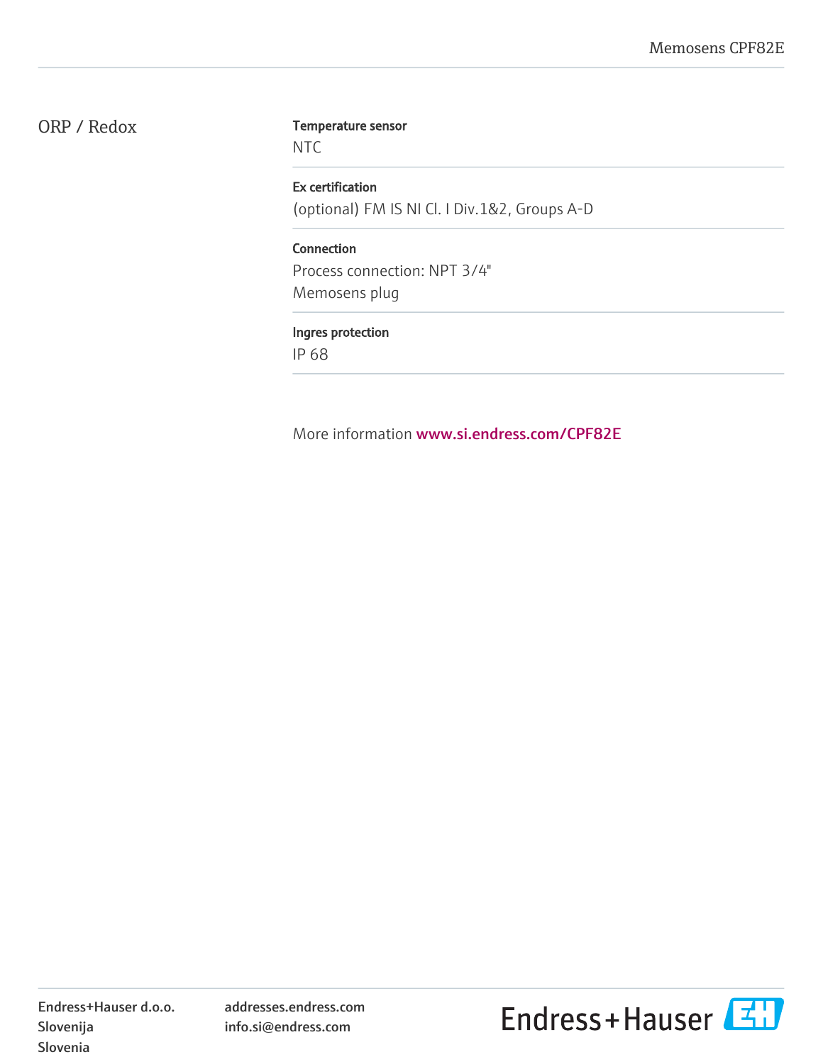## ORP / Redox

**Temperature sensor**

NTC

**Ex certification**

(optional) FM IS NI Cl. I Div.1&2, Groups A-D

**Connection**

Process connection: NPT 3/4"
Memosens plug

**Ingres protection**

IP 68

More information **www.si.endress.com/CPF82E**

Endress+Hauser d.o.o.
Slovenija
Slovenia

addresses.endress.com
info.si@endress.com

Endress+Hauser